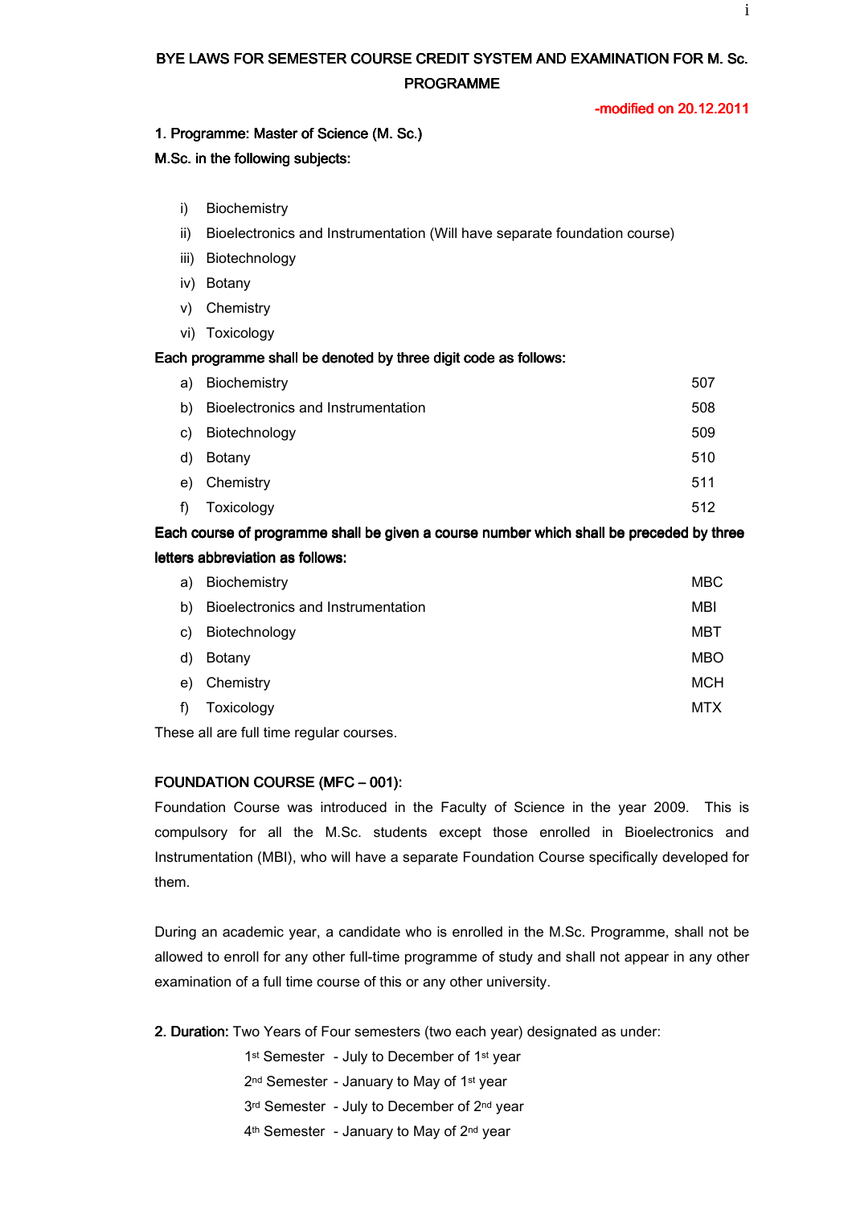# BYE LAWS FOR SEMESTER COURSE CREDIT SYSTEM AND EXAMINATION FOR M. Sc. PROGRAMME

-modified on 20.12.2011

## 1. Programme: Master of Science (M. Sc.)

**M.Sc. in the following subjects:**

i) Biochemistry
ii) Bioelectronics and Instrumentation (Will have separate foundation course)
iii) Biotechnology
iv) Botany
v) Chemistry
vi) Toxicology

**Each programme shall be denoted by three digit code as follows:**

| | | |
|---|---|---|
| a) | Biochemistry | 507 |
| b) | Bioelectronics and Instrumentation | 508 |
| c) | Biotechnology | 509 |
| d) | Botany | 510 |
| e) | Chemistry | 511 |
| f) | Toxicology | 512 |

**Each course of programme shall be given a course number which shall be preceded by three letters abbreviation as follows:**

| | | |
|---|---|---|
| a) | Biochemistry | MBC |
| b) | Bioelectronics and Instrumentation | MBI |
| c) | Biotechnology | MBT |
| d) | Botany | MBO |
| e) | Chemistry | MCH |
| f) | Toxicology | MTX |

These all are full time regular courses.

**FOUNDATION COURSE (MFC – 001):**

Foundation Course was introduced in the Faculty of Science in the year 2009. This is compulsory for all the M.Sc. students except those enrolled in Bioelectronics and Instrumentation (MBI), who will have a separate Foundation Course specifically developed for them.

During an academic year, a candidate who is enrolled in the M.Sc. Programme, shall not be allowed to enroll for any other full-time programme of study and shall not appear in any other examination of a full time course of this or any other university.

**2. Duration:** Two Years of Four semesters (two each year) designated as under:

1st Semester - July to December of 1st year
2nd Semester - January to May of 1st year
3rd Semester - July to December of 2nd year
4th Semester - January to May of 2nd year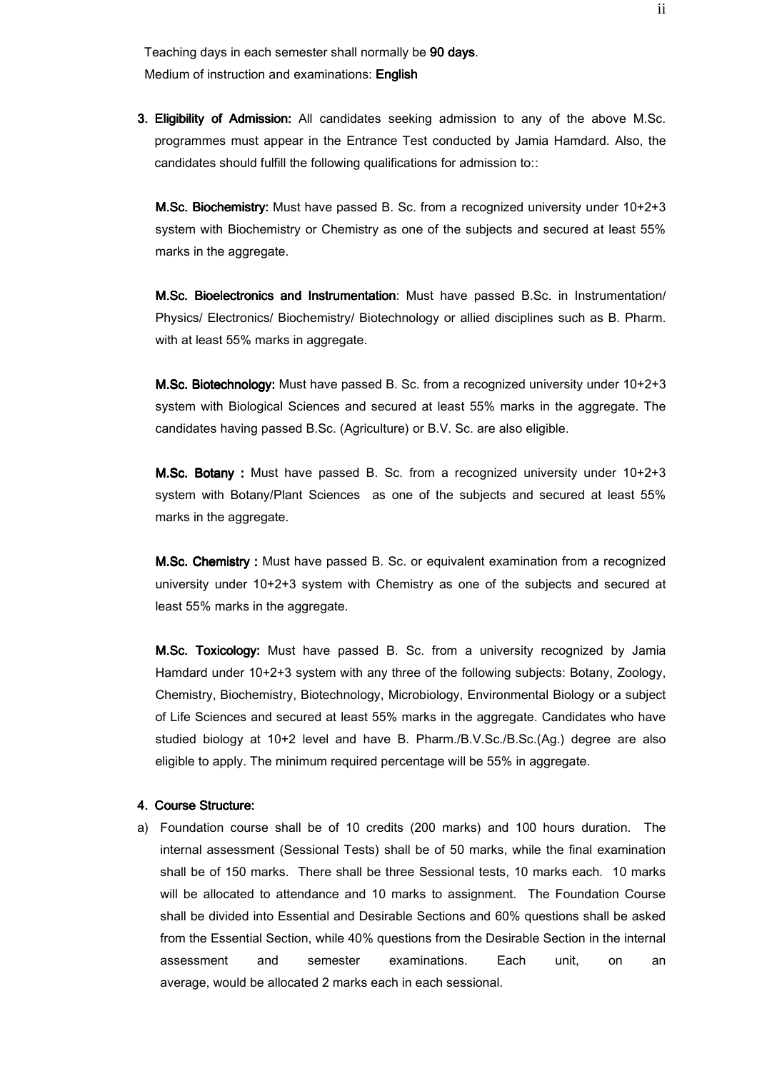Teaching days in each semester shall normally be **90 days**.

Medium of instruction and examinations: **English**

3. **Eligibility of Admission:** All candidates seeking admission to any of the above M.Sc. programmes must appear in the Entrance Test conducted by Jamia Hamdard. Also, the candidates should fulfill the following qualifications for admission to::

   **M.Sc. Biochemistry:** Must have passed B. Sc. from a recognized university under 10+2+3 system with Biochemistry or Chemistry as one of the subjects and secured at least 55% marks in the aggregate.

   **M.Sc. Bioelectronics and Instrumentation**: Must have passed B.Sc. in Instrumentation/ Physics/ Electronics/ Biochemistry/ Biotechnology or allied disciplines such as B. Pharm. with at least 55% marks in aggregate.

   **M.Sc. Biotechnology:** Must have passed B. Sc. from a recognized university under 10+2+3 system with Biological Sciences and secured at least 55% marks in the aggregate. The candidates having passed B.Sc. (Agriculture) or B.V. Sc. are also eligible.

   **M.Sc. Botany :** Must have passed B. Sc. from a recognized university under 10+2+3 system with Botany/Plant Sciences as one of the subjects and secured at least 55% marks in the aggregate.

   **M.Sc. Chemistry :** Must have passed B. Sc. or equivalent examination from a recognized university under 10+2+3 system with Chemistry as one of the subjects and secured at least 55% marks in the aggregate.

   **M.Sc. Toxicology:** Must have passed B. Sc. from a university recognized by Jamia Hamdard under 10+2+3 system with any three of the following subjects: Botany, Zoology, Chemistry, Biochemistry, Biotechnology, Microbiology, Environmental Biology or a subject of Life Sciences and secured at least 55% marks in the aggregate. Candidates who have studied biology at 10+2 level and have B. Pharm./B.V.Sc./B.Sc.(Ag.) degree are also eligible to apply. The minimum required percentage will be 55% in aggregate.

4. **Course Structure:**

a) Foundation course shall be of 10 credits (200 marks) and 100 hours duration. The internal assessment (Sessional Tests) shall be of 50 marks, while the final examination shall be of 150 marks. There shall be three Sessional tests, 10 marks each. 10 marks will be allocated to attendance and 10 marks to assignment. The Foundation Course shall be divided into Essential and Desirable Sections and 60% questions shall be asked from the Essential Section, while 40% questions from the Desirable Section in the internal assessment and semester examinations. Each unit, on an average, would be allocated 2 marks each in each sessional.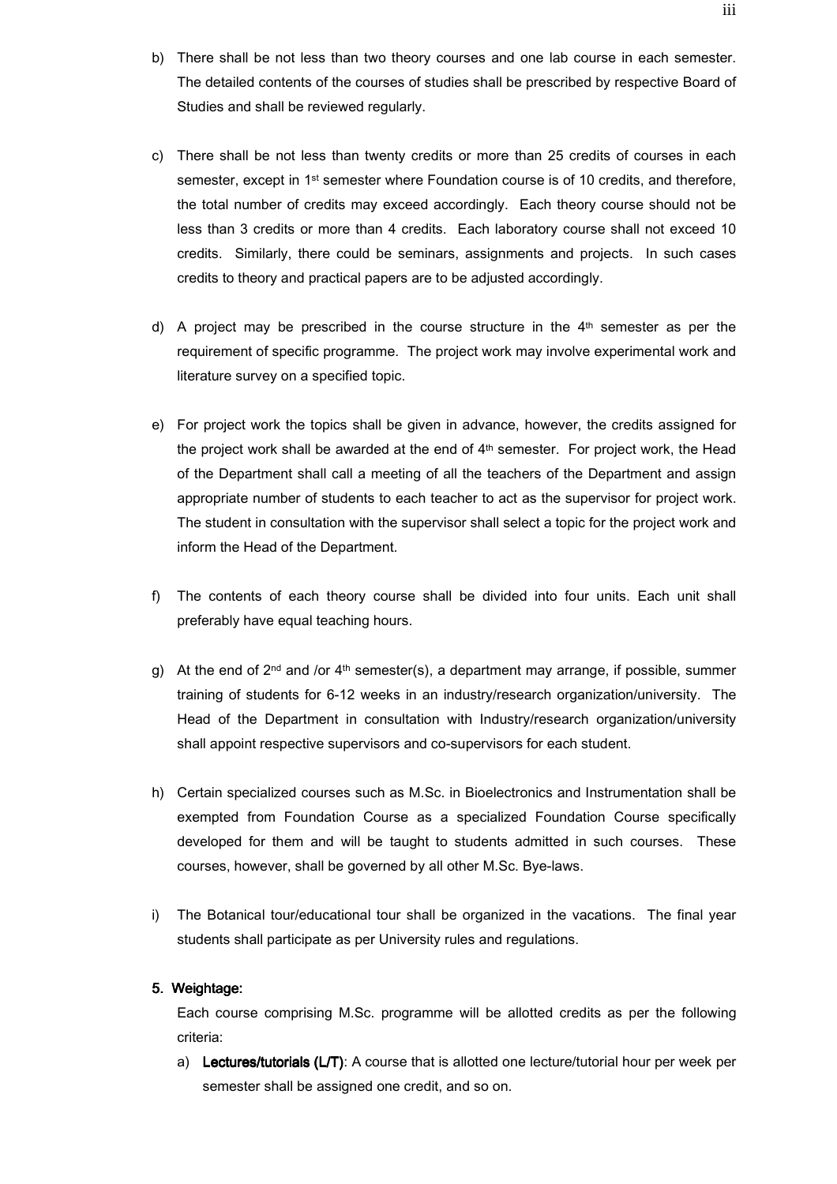b) There shall be not less than two theory courses and one lab course in each semester. The detailed contents of the courses of studies shall be prescribed by respective Board of Studies and shall be reviewed regularly.

c) There shall be not less than twenty credits or more than 25 credits of courses in each semester, except in 1st semester where Foundation course is of 10 credits, and therefore, the total number of credits may exceed accordingly. Each theory course should not be less than 3 credits or more than 4 credits. Each laboratory course shall not exceed 10 credits. Similarly, there could be seminars, assignments and projects. In such cases credits to theory and practical papers are to be adjusted accordingly.

d) A project may be prescribed in the course structure in the 4th semester as per the requirement of specific programme. The project work may involve experimental work and literature survey on a specified topic.

e) For project work the topics shall be given in advance, however, the credits assigned for the project work shall be awarded at the end of 4th semester. For project work, the Head of the Department shall call a meeting of all the teachers of the Department and assign appropriate number of students to each teacher to act as the supervisor for project work. The student in consultation with the supervisor shall select a topic for the project work and inform the Head of the Department.

f) The contents of each theory course shall be divided into four units. Each unit shall preferably have equal teaching hours.

g) At the end of 2nd and /or 4th semester(s), a department may arrange, if possible, summer training of students for 6-12 weeks in an industry/research organization/university. The Head of the Department in consultation with Industry/research organization/university shall appoint respective supervisors and co-supervisors for each student.

h) Certain specialized courses such as M.Sc. in Bioelectronics and Instrumentation shall be exempted from Foundation Course as a specialized Foundation Course specifically developed for them and will be taught to students admitted in such courses. These courses, however, shall be governed by all other M.Sc. Bye-laws.

i) The Botanical tour/educational tour shall be organized in the vacations. The final year students shall participate as per University rules and regulations.

**5. Weightage:**

Each course comprising M.Sc. programme will be allotted credits as per the following criteria:

a) **Lectures/tutorials (L/T)**: A course that is allotted one lecture/tutorial hour per week per semester shall be assigned one credit, and so on.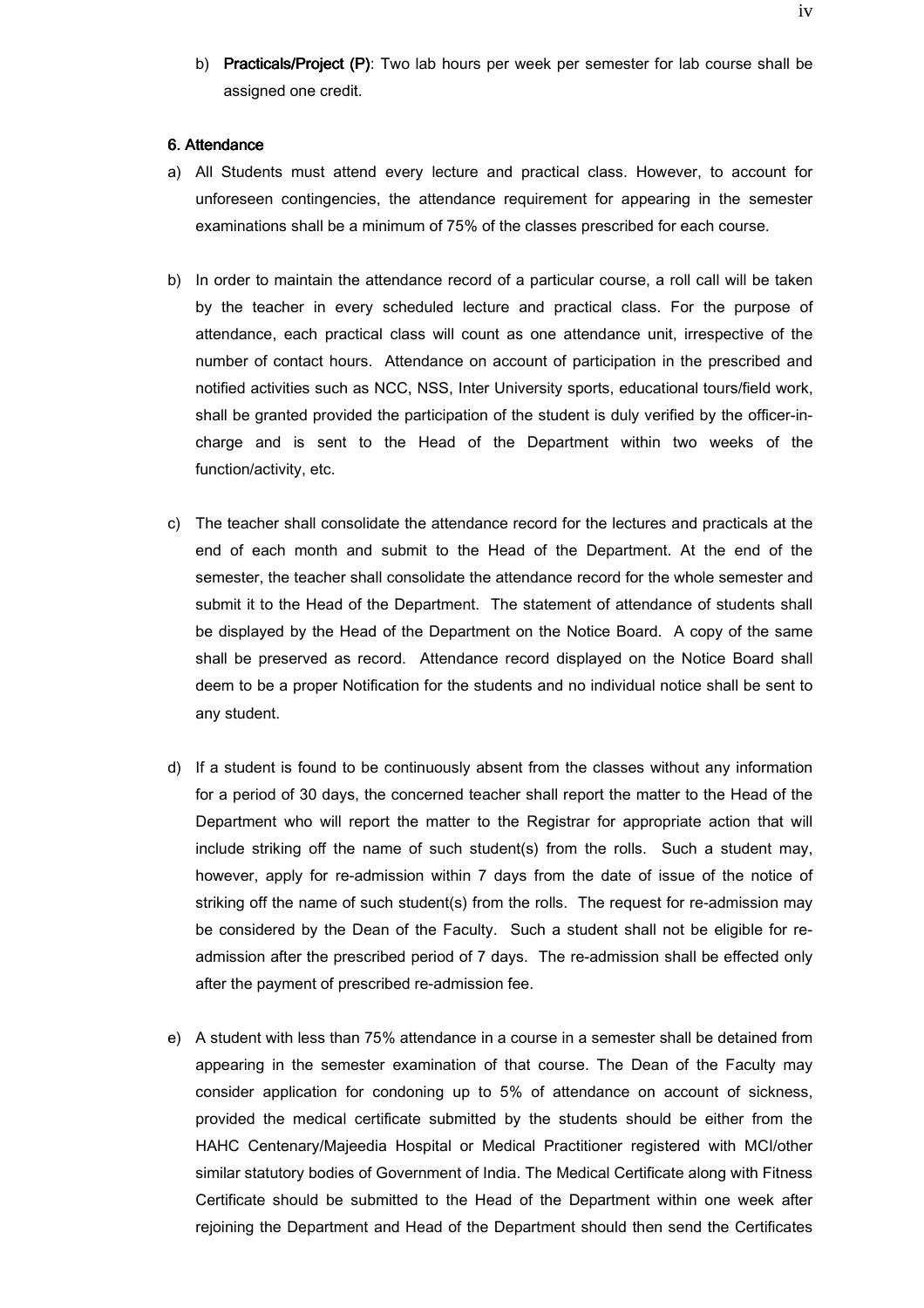b) **Practicals/Project (P)**: Two lab hours per week per semester for lab course shall be assigned one credit.

#### 6. Attendance

a) All Students must attend every lecture and practical class. However, to account for unforeseen contingencies, the attendance requirement for appearing in the semester examinations shall be a minimum of 75% of the classes prescribed for each course.

b) In order to maintain the attendance record of a particular course, a roll call will be taken by the teacher in every scheduled lecture and practical class. For the purpose of attendance, each practical class will count as one attendance unit, irrespective of the number of contact hours. Attendance on account of participation in the prescribed and notified activities such as NCC, NSS, Inter University sports, educational tours/field work, shall be granted provided the participation of the student is duly verified by the officer-in-charge and is sent to the Head of the Department within two weeks of the function/activity, etc.

c) The teacher shall consolidate the attendance record for the lectures and practicals at the end of each month and submit to the Head of the Department. At the end of the semester, the teacher shall consolidate the attendance record for the whole semester and submit it to the Head of the Department. The statement of attendance of students shall be displayed by the Head of the Department on the Notice Board. A copy of the same shall be preserved as record. Attendance record displayed on the Notice Board shall deem to be a proper Notification for the students and no individual notice shall be sent to any student.

d) If a student is found to be continuously absent from the classes without any information for a period of 30 days, the concerned teacher shall report the matter to the Head of the Department who will report the matter to the Registrar for appropriate action that will include striking off the name of such student(s) from the rolls. Such a student may, however, apply for re-admission within 7 days from the date of issue of the notice of striking off the name of such student(s) from the rolls. The request for re-admission may be considered by the Dean of the Faculty. Such a student shall not be eligible for re-admission after the prescribed period of 7 days. The re-admission shall be effected only after the payment of prescribed re-admission fee.

e) A student with less than 75% attendance in a course in a semester shall be detained from appearing in the semester examination of that course. The Dean of the Faculty may consider application for condoning up to 5% of attendance on account of sickness, provided the medical certificate submitted by the students should be either from the HAHC Centenary/Majeedia Hospital or Medical Practitioner registered with MCI/other similar statutory bodies of Government of India. The Medical Certificate along with Fitness Certificate should be submitted to the Head of the Department within one week after rejoining the Department and Head of the Department should then send the Certificates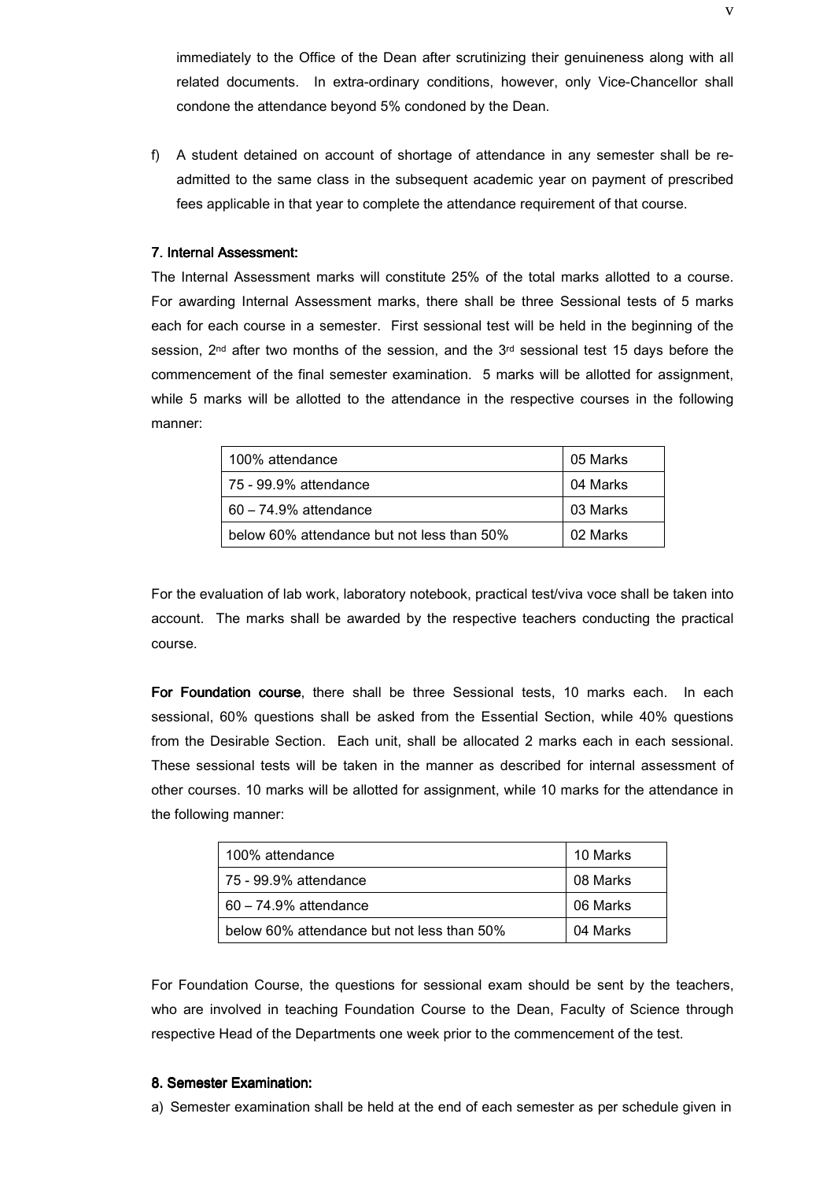immediately to the Office of the Dean after scrutinizing their genuineness along with all related documents. In extra-ordinary conditions, however, only Vice-Chancellor shall condone the attendance beyond 5% condoned by the Dean.

f) A student detained on account of shortage of attendance in any semester shall be re-admitted to the same class in the subsequent academic year on payment of prescribed fees applicable in that year to complete the attendance requirement of that course.

### 7. Internal Assessment:

The Internal Assessment marks will constitute 25% of the total marks allotted to a course. For awarding Internal Assessment marks, there shall be three Sessional tests of 5 marks each for each course in a semester. First sessional test will be held in the beginning of the session, 2nd after two months of the session, and the 3rd sessional test 15 days before the commencement of the final semester examination. 5 marks will be allotted for assignment, while 5 marks will be allotted to the attendance in the respective courses in the following manner:

| | |
|---|---|
| 100% attendance | 05 Marks |
| 75 - 99.9% attendance | 04 Marks |
| 60 – 74.9% attendance | 03 Marks |
| below 60% attendance but not less than 50% | 02 Marks |

For the evaluation of lab work, laboratory notebook, practical test/viva voce shall be taken into account. The marks shall be awarded by the respective teachers conducting the practical course.

**For Foundation course**, there shall be three Sessional tests, 10 marks each. In each sessional, 60% questions shall be asked from the Essential Section, while 40% questions from the Desirable Section. Each unit, shall be allocated 2 marks each in each sessional. These sessional tests will be taken in the manner as described for internal assessment of other courses. 10 marks will be allotted for assignment, while 10 marks for the attendance in the following manner:

| | |
|---|---|
| 100% attendance | 10 Marks |
| 75 - 99.9% attendance | 08 Marks |
| 60 – 74.9% attendance | 06 Marks |
| below 60% attendance but not less than 50% | 04 Marks |

For Foundation Course, the questions for sessional exam should be sent by the teachers, who are involved in teaching Foundation Course to the Dean, Faculty of Science through respective Head of the Departments one week prior to the commencement of the test.

### 8. Semester Examination:

a) Semester examination shall be held at the end of each semester as per schedule given in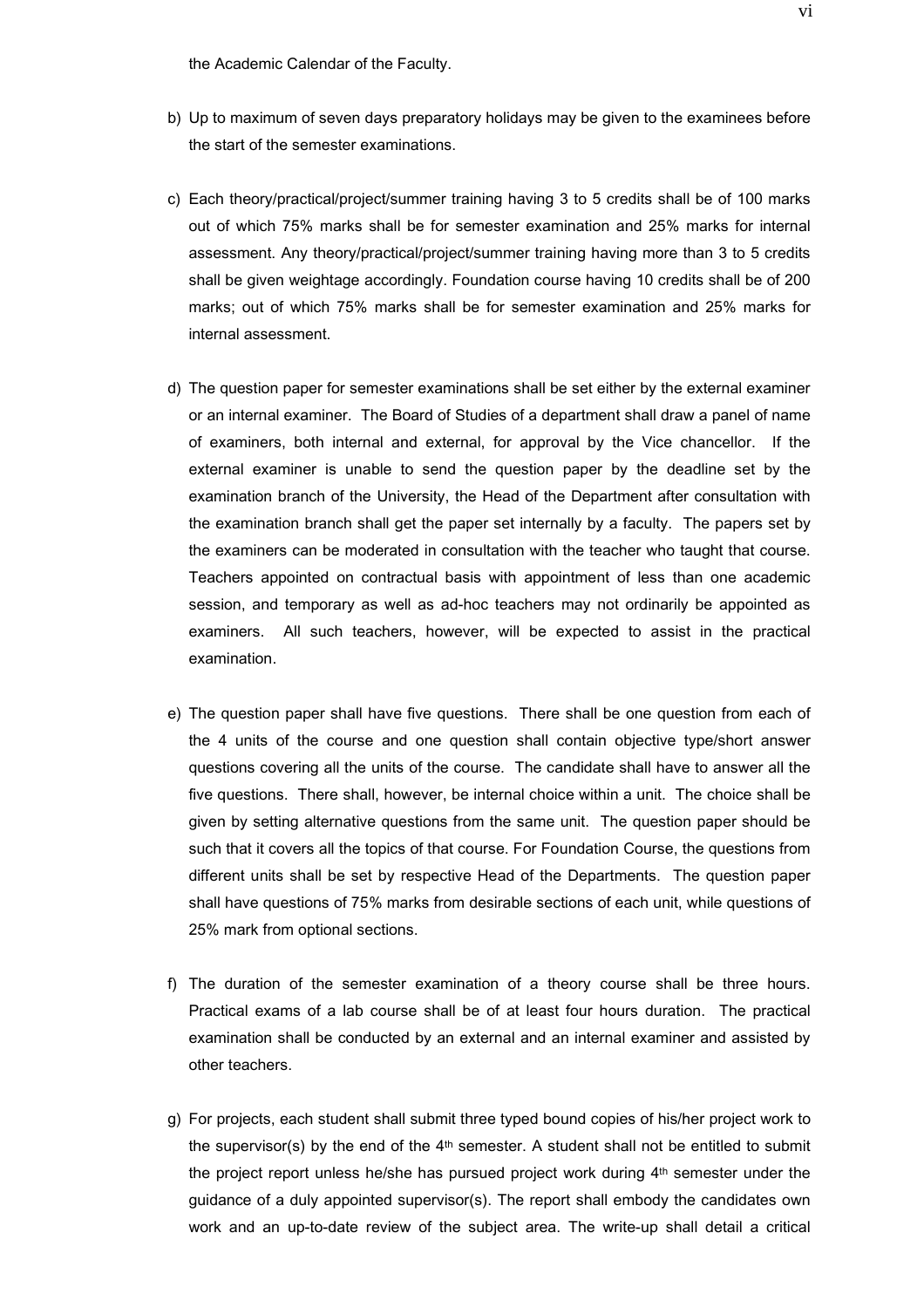the Academic Calendar of the Faculty.

b) Up to maximum of seven days preparatory holidays may be given to the examinees before the start of the semester examinations.

c) Each theory/practical/project/summer training having 3 to 5 credits shall be of 100 marks out of which 75% marks shall be for semester examination and 25% marks for internal assessment. Any theory/practical/project/summer training having more than 3 to 5 credits shall be given weightage accordingly. Foundation course having 10 credits shall be of 200 marks; out of which 75% marks shall be for semester examination and 25% marks for internal assessment.

d) The question paper for semester examinations shall be set either by the external examiner or an internal examiner. The Board of Studies of a department shall draw a panel of name of examiners, both internal and external, for approval by the Vice chancellor. If the external examiner is unable to send the question paper by the deadline set by the examination branch of the University, the Head of the Department after consultation with the examination branch shall get the paper set internally by a faculty. The papers set by the examiners can be moderated in consultation with the teacher who taught that course. Teachers appointed on contractual basis with appointment of less than one academic session, and temporary as well as ad-hoc teachers may not ordinarily be appointed as examiners. All such teachers, however, will be expected to assist in the practical examination.

e) The question paper shall have five questions. There shall be one question from each of the 4 units of the course and one question shall contain objective type/short answer questions covering all the units of the course. The candidate shall have to answer all the five questions. There shall, however, be internal choice within a unit. The choice shall be given by setting alternative questions from the same unit. The question paper should be such that it covers all the topics of that course. For Foundation Course, the questions from different units shall be set by respective Head of the Departments. The question paper shall have questions of 75% marks from desirable sections of each unit, while questions of 25% mark from optional sections.

f) The duration of the semester examination of a theory course shall be three hours. Practical exams of a lab course shall be of at least four hours duration. The practical examination shall be conducted by an external and an internal examiner and assisted by other teachers.

g) For projects, each student shall submit three typed bound copies of his/her project work to the supervisor(s) by the end of the 4th semester. A student shall not be entitled to submit the project report unless he/she has pursued project work during 4th semester under the guidance of a duly appointed supervisor(s). The report shall embody the candidates own work and an up-to-date review of the subject area. The write-up shall detail a critical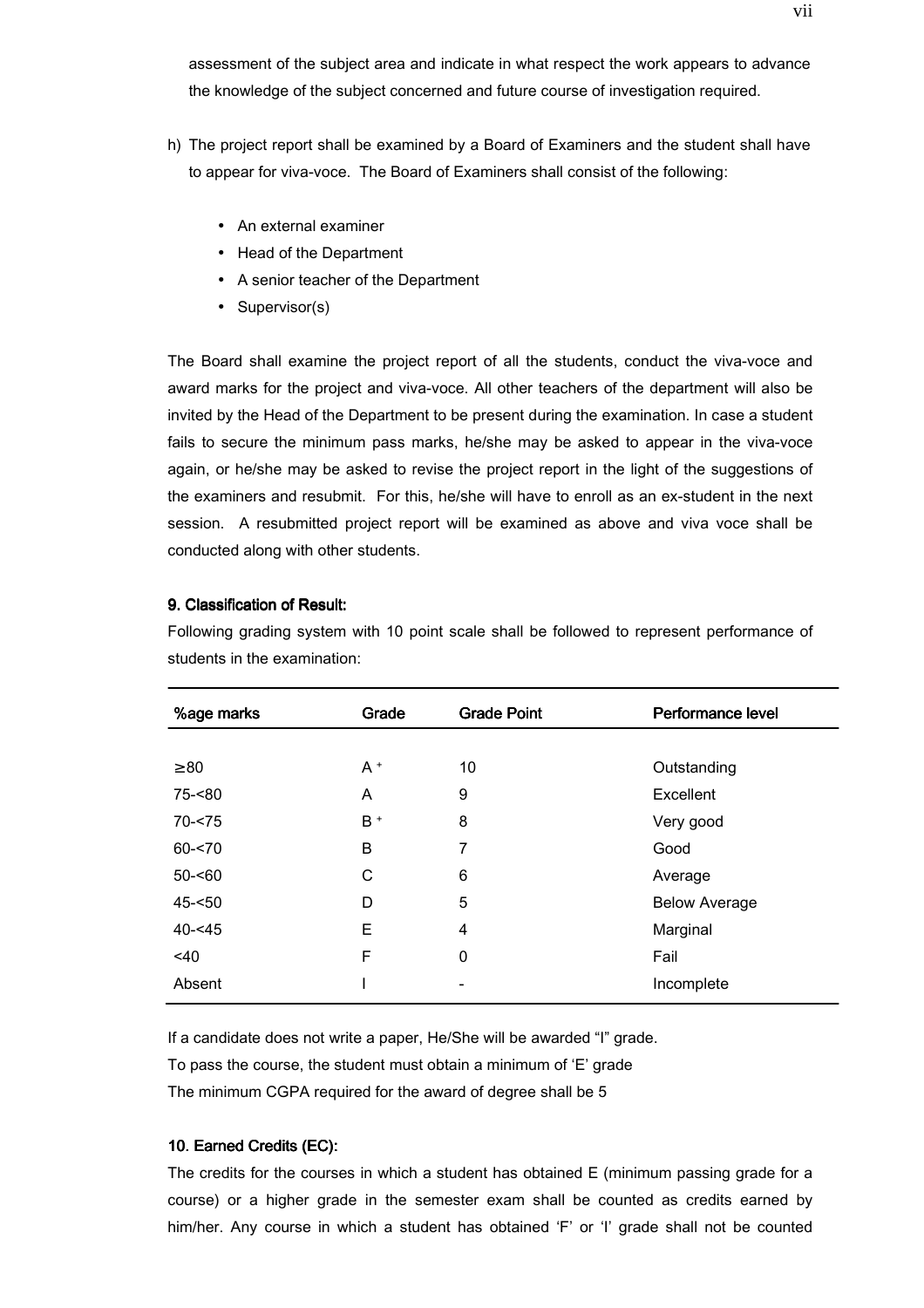assessment of the subject area and indicate in what respect the work appears to advance the knowledge of the subject concerned and future course of investigation required.

h) The project report shall be examined by a Board of Examiners and the student shall have to appear for viva-voce. The Board of Examiners shall consist of the following:

- An external examiner
- Head of the Department
- A senior teacher of the Department
- Supervisor(s)

The Board shall examine the project report of all the students, conduct the viva-voce and award marks for the project and viva-voce. All other teachers of the department will also be invited by the Head of the Department to be present during the examination. In case a student fails to secure the minimum pass marks, he/she may be asked to appear in the viva-voce again, or he/she may be asked to revise the project report in the light of the suggestions of the examiners and resubmit. For this, he/she will have to enroll as an ex-student in the next session. A resubmitted project report will be examined as above and viva voce shall be conducted along with other students.

**9. Classification of Result:**

Following grading system with 10 point scale shall be followed to represent performance of students in the examination:

| %age marks | Grade | Grade Point | Performance level |
|---|---|---|---|
| ≥80 | A⁺ | 10 | Outstanding |
| 75-<80 | A | 9 | Excellent |
| 70-<75 | B⁺ | 8 | Very good |
| 60-<70 | B | 7 | Good |
| 50-<60 | C | 6 | Average |
| 45-<50 | D | 5 | Below Average |
| 40-<45 | E | 4 | Marginal |
| <40 | F | 0 | Fail |
| Absent | I | - | Incomplete |

If a candidate does not write a paper, He/She will be awarded "I" grade.
To pass the course, the student must obtain a minimum of 'E' grade
The minimum CGPA required for the award of degree shall be 5

**10. Earned Credits (EC):**

The credits for the courses in which a student has obtained E (minimum passing grade for a course) or a higher grade in the semester exam shall be counted as credits earned by him/her. Any course in which a student has obtained 'F' or 'I' grade shall not be counted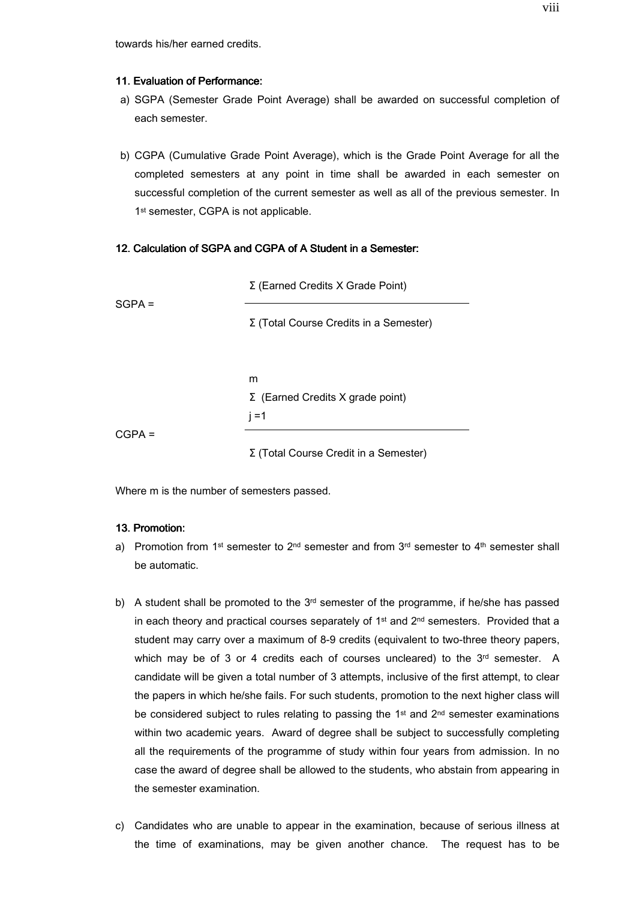towards his/her earned credits.

### 11. Evaluation of Performance:

a) SGPA (Semester Grade Point Average) shall be awarded on successful completion of each semester.

b) CGPA (Cumulative Grade Point Average), which is the Grade Point Average for all the completed semesters at any point in time shall be awarded in each semester on successful completion of the current semester as well as all of the previous semester. In 1st semester, CGPA is not applicable.

### 12. Calculation of SGPA and CGPA of A Student in a Semester:

$$\text{SGPA} = \frac{\Sigma \text{ (Earned Credits X Grade Point)}}{\Sigma \text{ (Total Course Credits in a Semester)}}$$

$$\text{CGPA} = \frac{\sum_{j=1}^{m} \text{ (Earned Credits X grade point)}}{\Sigma \text{ (Total Course Credit in a Semester)}}$$

Where m is the number of semesters passed.

### 13. Promotion:

a) Promotion from 1st semester to 2nd semester and from 3rd semester to 4th semester shall be automatic.

b) A student shall be promoted to the 3rd semester of the programme, if he/she has passed in each theory and practical courses separately of 1st and 2nd semesters. Provided that a student may carry over a maximum of 8-9 credits (equivalent to two-three theory papers, which may be of 3 or 4 credits each of courses uncleared) to the 3rd semester. A candidate will be given a total number of 3 attempts, inclusive of the first attempt, to clear the papers in which he/she fails. For such students, promotion to the next higher class will be considered subject to rules relating to passing the 1st and 2nd semester examinations within two academic years. Award of degree shall be subject to successfully completing all the requirements of the programme of study within four years from admission. In no case the award of degree shall be allowed to the students, who abstain from appearing in the semester examination.

c) Candidates who are unable to appear in the examination, because of serious illness at the time of examinations, may be given another chance. The request has to be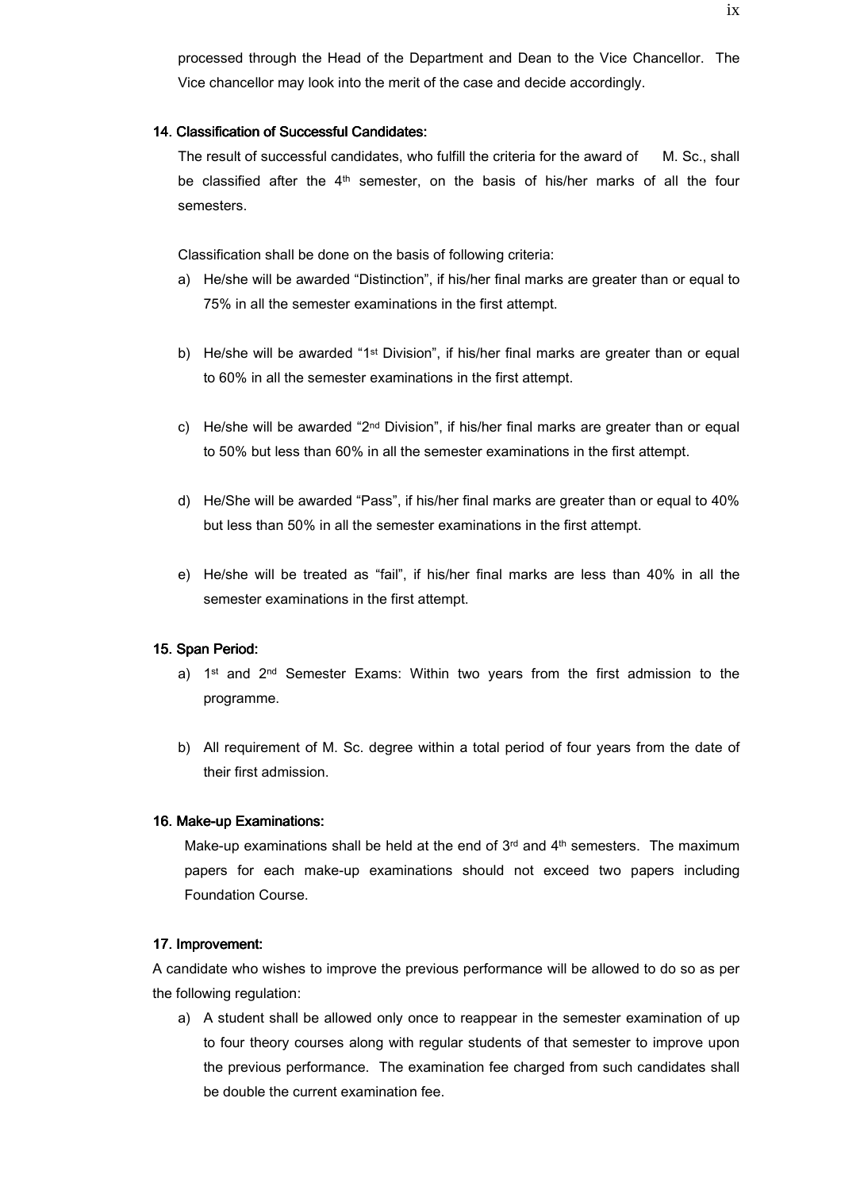processed through the Head of the Department and Dean to the Vice Chancellor. The Vice chancellor may look into the merit of the case and decide accordingly.

### 14. Classification of Successful Candidates:

The result of successful candidates, who fulfill the criteria for the award of M. Sc., shall be classified after the 4th semester, on the basis of his/her marks of all the four semesters.

Classification shall be done on the basis of following criteria:

a) He/she will be awarded "Distinction", if his/her final marks are greater than or equal to 75% in all the semester examinations in the first attempt.

b) He/she will be awarded "1st Division", if his/her final marks are greater than or equal to 60% in all the semester examinations in the first attempt.

c) He/she will be awarded "2nd Division", if his/her final marks are greater than or equal to 50% but less than 60% in all the semester examinations in the first attempt.

d) He/She will be awarded "Pass", if his/her final marks are greater than or equal to 40% but less than 50% in all the semester examinations in the first attempt.

e) He/she will be treated as "fail", if his/her final marks are less than 40% in all the semester examinations in the first attempt.

### 15. Span Period:

a) 1st and 2nd Semester Exams: Within two years from the first admission to the programme.

b) All requirement of M. Sc. degree within a total period of four years from the date of their first admission.

### 16. Make-up Examinations:

Make-up examinations shall be held at the end of 3rd and 4th semesters. The maximum papers for each make-up examinations should not exceed two papers including Foundation Course.

### 17. Improvement:

A candidate who wishes to improve the previous performance will be allowed to do so as per the following regulation:

a) A student shall be allowed only once to reappear in the semester examination of up to four theory courses along with regular students of that semester to improve upon the previous performance. The examination fee charged from such candidates shall be double the current examination fee.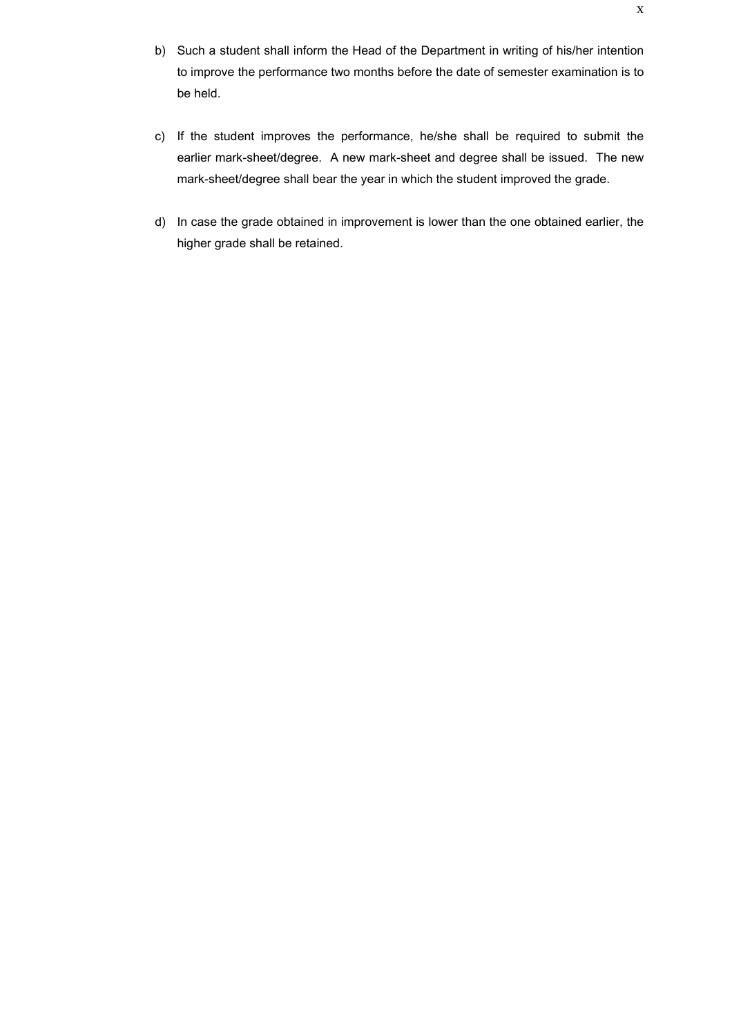b) Such a student shall inform the Head of the Department in writing of his/her intention to improve the performance two months before the date of semester examination is to be held.

c) If the student improves the performance, he/she shall be required to submit the earlier mark-sheet/degree. A new mark-sheet and degree shall be issued. The new mark-sheet/degree shall bear the year in which the student improved the grade.

d) In case the grade obtained in improvement is lower than the one obtained earlier, the higher grade shall be retained.